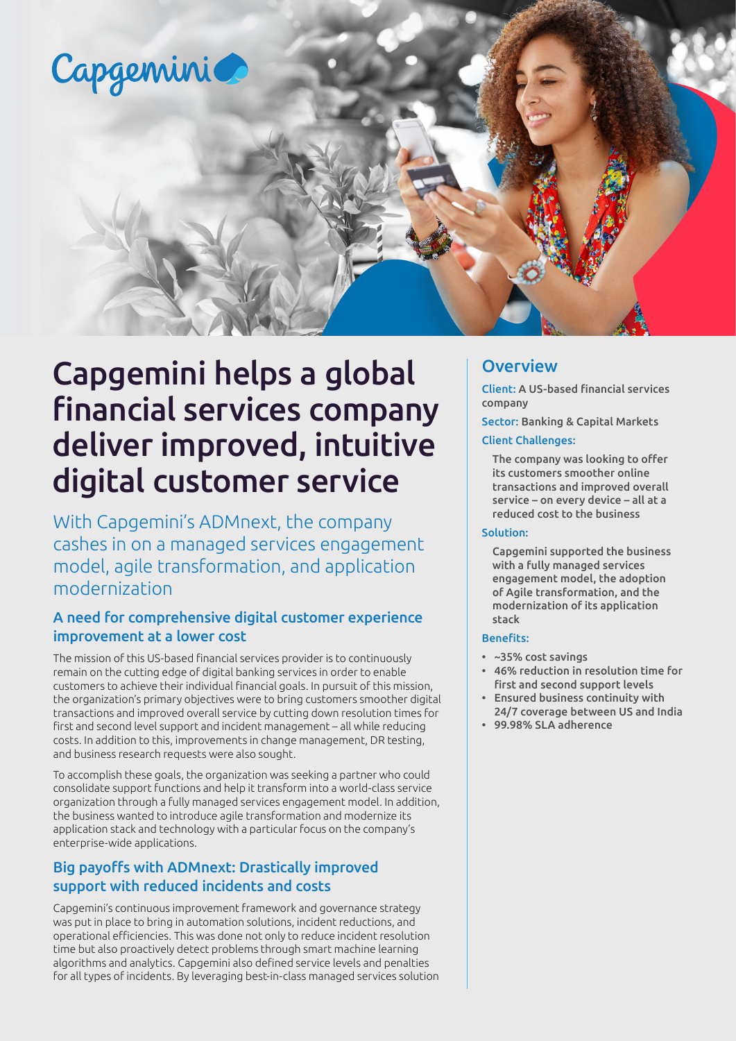Capgemini

# Capgemini helps a global financial services company deliver improved, intuitive digital customer service

With Capgemini's ADMnext, the company cashes in on a managed services engagement model, agile transformation, and application modernization

## A need for comprehensive digital customer experience improvement at a lower cost

The mission of this US-based financial services provider is to continuously remain on the cutting edge of digital banking services in order to enable customers to achieve their individual financial goals. In pursuit of this mission, the organization's primary objectives were to bring customers smoother digital transactions and improved overall service by cutting down resolution times for first and second level support and incident management – all while reducing costs. In addition to this, improvements in change management, DR testing, and business research requests were also sought.

To accomplish these goals, the organization was seeking a partner who could consolidate support functions and help it transform into a world-class service organization through a fully managed services engagement model. In addition, the business wanted to introduce agile transformation and modernize its application stack and technology with a particular focus on the company's enterprise-wide applications.

## Big payoffs with ADMnext: Drastically improved support with reduced incidents and costs

Capgemini's continuous improvement framework and governance strategy was put in place to bring in automation solutions, incident reductions, and operational efficiencies. This was done not only to reduce incident resolution time but also proactively detect problems through smart machine learning algorithms and analytics. Capgemini also defined service levels and penalties for all types of incidents. By leveraging best-in-class managed services solution

## Overview

**Client:** A US-based financial services company

**Sector:** Banking & Capital Markets

**Client Challenges:**

The company was looking to offer its customers smoother online transactions and improved overall service – on every device – all at a reduced cost to the business

**Solution:**

Capgemini supported the business with a fully managed services engagement model, the adoption of Agile transformation, and the modernization of its application stack

**Benefits:**

- ~35% cost savings
- 46% reduction in resolution time for first and second support levels
- Ensured business continuity with 24/7 coverage between US and India
- 99.98% SLA adherence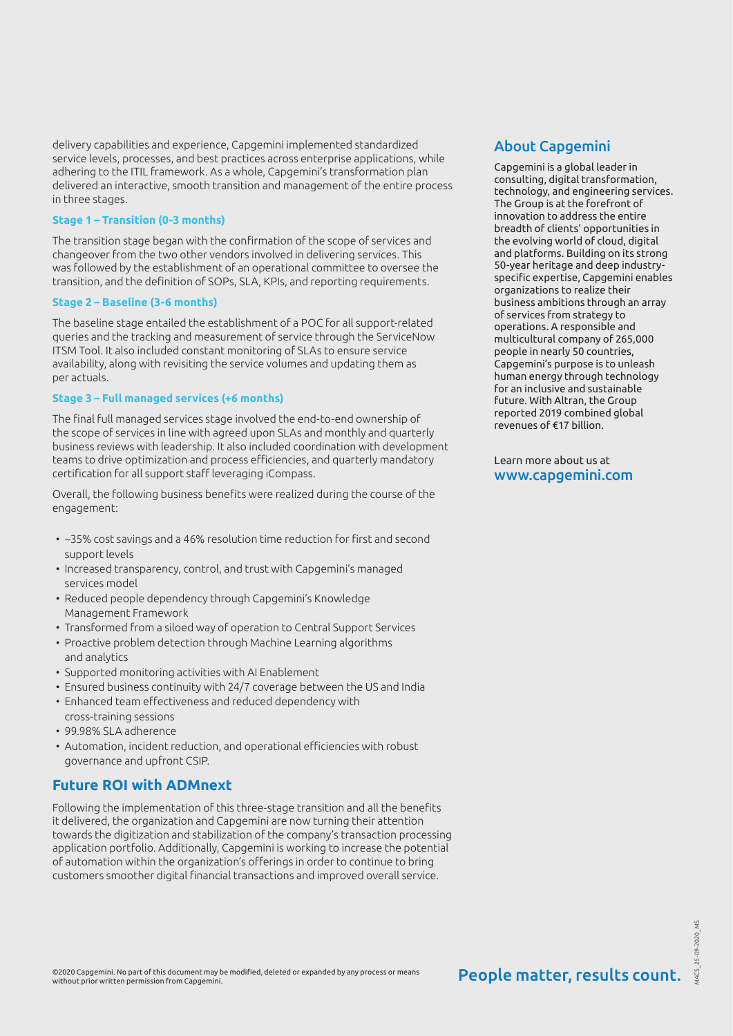delivery capabilities and experience, Capgemini implemented standardized service levels, processes, and best practices across enterprise applications, while adhering to the ITIL framework. As a whole, Capgemini's transformation plan delivered an interactive, smooth transition and management of the entire process in three stages.

**Stage 1 – Transition (0-3 months)**

The transition stage began with the confirmation of the scope of services and changeover from the two other vendors involved in delivering services. This was followed by the establishment of an operational committee to oversee the transition, and the definition of SOPs, SLA, KPIs, and reporting requirements.

**Stage 2 – Baseline (3-6 months)**

The baseline stage entailed the establishment of a POC for all support-related queries and the tracking and measurement of service through the ServiceNow ITSM Tool. It also included constant monitoring of SLAs to ensure service availability, along with revisiting the service volumes and updating them as per actuals.

**Stage 3 – Full managed services (+6 months)**

The final full managed services stage involved the end-to-end ownership of the scope of services in line with agreed upon SLAs and monthly and quarterly business reviews with leadership. It also included coordination with development teams to drive optimization and process efficiencies, and quarterly mandatory certification for all support staff leveraging iCompass.

Overall, the following business benefits were realized during the course of the engagement:

- ~35% cost savings and a 46% resolution time reduction for first and second support levels
- Increased transparency, control, and trust with Capgemini's managed services model
- Reduced people dependency through Capgemini's Knowledge Management Framework
- Transformed from a siloed way of operation to Central Support Services
- Proactive problem detection through Machine Learning algorithms and analytics
- Supported monitoring activities with AI Enablement
- Ensured business continuity with 24/7 coverage between the US and India
- Enhanced team effectiveness and reduced dependency with cross-training sessions
- 99.98% SLA adherence
- Automation, incident reduction, and operational efficiencies with robust governance and upfront CSIP.

## Future ROI with ADMnext

Following the implementation of this three-stage transition and all the benefits it delivered, the organization and Capgemini are now turning their attention towards the digitization and stabilization of the company's transaction processing application portfolio. Additionally, Capgemini is working to increase the potential of automation within the organization's offerings in order to continue to bring customers smoother digital financial transactions and improved overall service.

## About Capgemini

Capgemini is a global leader in consulting, digital transformation, technology, and engineering services. The Group is at the forefront of innovation to address the entire breadth of clients' opportunities in the evolving world of cloud, digital and platforms. Building on its strong 50-year heritage and deep industry-specific expertise, Capgemini enables organizations to realize their business ambitions through an array of services from strategy to operations. A responsible and multicultural company of 265,000 people in nearly 50 countries, Capgemini's purpose is to unleash human energy through technology for an inclusive and sustainable future. With Altran, the Group reported 2019 combined global revenues of €17 billion.

Learn more about us at
www.capgemini.com

©2020 Capgemini. No part of this document may be modified, deleted or expanded by any process or means without prior written permission from Capgemini.

People matter, results count.

MACS_25-09-2020_MS